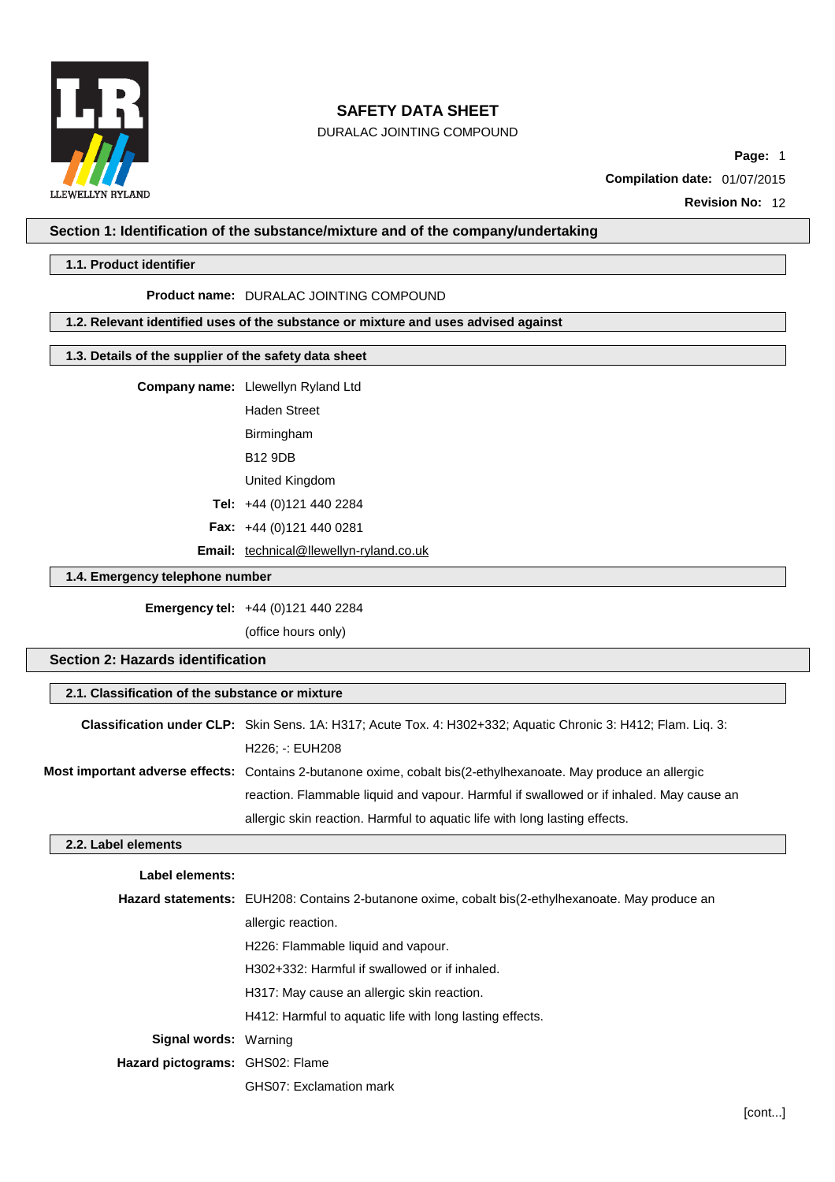# SAFETY DATA SHEET

DURALAC JOINTING COMPOUND

**Compilation date:** 01/07/2015

**Revision No:** 12

## Section 1: Identification of the substance/mixture and of the company/undertaking

### 1.1. Product identifier

**Product name:** DURALAC JOINTING COMPOUND

### 1.2. Relevant identified uses of the substance or mixture and uses advised against

### 1.3. Details of the supplier of the safety data sheet

**Company name:** Llewellyn Ryland Ltd
Haden Street
Birmingham
B12 9DB
United Kingdom

**Tel:** +44 (0)121 440 2284

**Fax:** +44 (0)121 440 0281

**Email:** technical@llewellyn-ryland.co.uk

### 1.4. Emergency telephone number

**Emergency tel:** +44 (0)121 440 2284
(office hours only)

## Section 2: Hazards identification

### 2.1. Classification of the substance or mixture

**Classification under CLP:** Skin Sens. 1A: H317; Acute Tox. 4: H302+332; Aquatic Chronic 3: H412; Flam. Liq. 3: H226; -: EUH208

**Most important adverse effects:** Contains 2-butanone oxime, cobalt bis(2-ethylhexanoate. May produce an allergic reaction. Flammable liquid and vapour. Harmful if swallowed or if inhaled. May cause an allergic skin reaction. Harmful to aquatic life with long lasting effects.

### 2.2. Label elements

**Label elements:**

**Hazard statements:** EUH208: Contains 2-butanone oxime, cobalt bis(2-ethylhexanoate. May produce an allergic reaction.
H226: Flammable liquid and vapour.
H302+332: Harmful if swallowed or if inhaled.
H317: May cause an allergic skin reaction.
H412: Harmful to aquatic life with long lasting effects.

**Signal words:** Warning

**Hazard pictograms:** GHS02: Flame
GHS07: Exclamation mark

[cont...]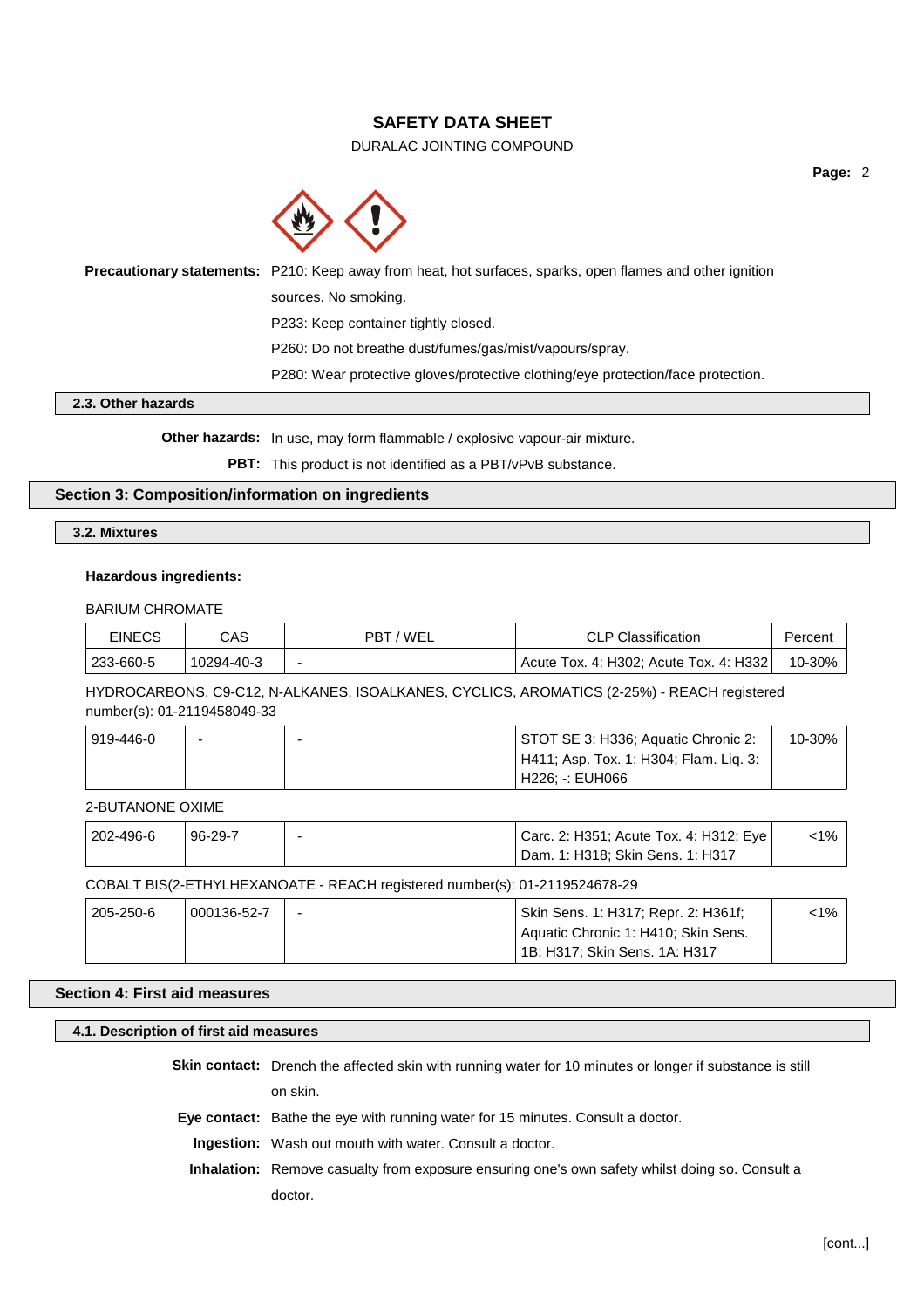**Precautionary statements:** P210: Keep away from heat, hot surfaces, sparks, open flames and other ignition sources. No smoking.

P233: Keep container tightly closed.

P260: Do not breathe dust/fumes/gas/mist/vapours/spray.

P280: Wear protective gloves/protective clothing/eye protection/face protection.

### 2.3. Other hazards

**Other hazards:** In use, may form flammable / explosive vapour-air mixture.

**PBT:** This product is not identified as a PBT/vPvB substance.

## Section 3: Composition/information on ingredients

### 3.2. Mixtures

**Hazardous ingredients:**

BARIUM CHROMATE

| EINECS | CAS | PBT / WEL | CLP Classification | Percent |
|---|---|---|---|---|
| 233-660-5 | 10294-40-3 | - | Acute Tox. 4: H302; Acute Tox. 4: H332 | 10-30% |

HYDROCARBONS, C9-C12, N-ALKANES, ISOALKANES, CYCLICS, AROMATICS (2-25%) - REACH registered number(s): 01-2119458049-33

| EINECS | CAS | PBT / WEL | CLP Classification | Percent |
|---|---|---|---|---|
| 919-446-0 | - | - | STOT SE 3: H336; Aquatic Chronic 2: H411; Asp. Tox. 1: H304; Flam. Liq. 3: H226; -: EUH066 | 10-30% |

2-BUTANONE OXIME

| EINECS | CAS | PBT / WEL | CLP Classification | Percent |
|---|---|---|---|---|
| 202-496-6 | 96-29-7 | - | Carc. 2: H351; Acute Tox. 4: H312; Eye Dam. 1: H318; Skin Sens. 1: H317 | <1% |

COBALT BIS(2-ETHYLHEXANOATE - REACH registered number(s): 01-2119524678-29

| EINECS | CAS | PBT / WEL | CLP Classification | Percent |
|---|---|---|---|---|
| 205-250-6 | 000136-52-7 | - | Skin Sens. 1: H317; Repr. 2: H361f; Aquatic Chronic 1: H410; Skin Sens. 1B: H317; Skin Sens. 1A: H317 | <1% |

## Section 4: First aid measures

### 4.1. Description of first aid measures

**Skin contact:** Drench the affected skin with running water for 10 minutes or longer if substance is still on skin.

**Eye contact:** Bathe the eye with running water for 15 minutes. Consult a doctor.

**Ingestion:** Wash out mouth with water. Consult a doctor.

**Inhalation:** Remove casualty from exposure ensuring one's own safety whilst doing so. Consult a doctor.

[cont...]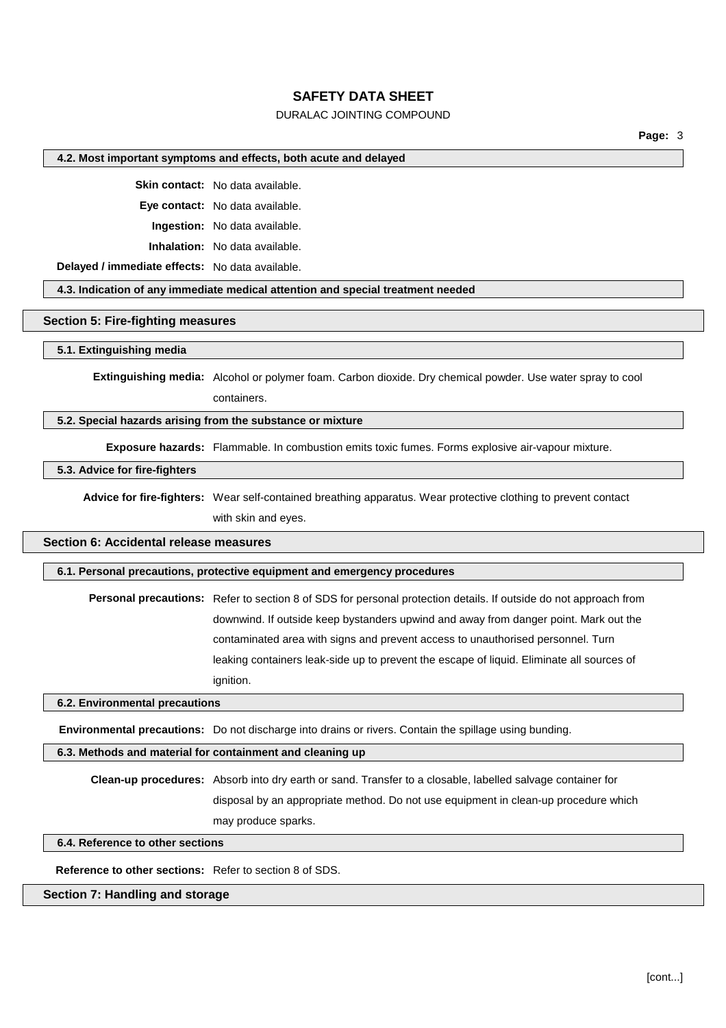### 4.2. Most important symptoms and effects, both acute and delayed

**Skin contact:** No data available.

**Eye contact:** No data available.

**Ingestion:** No data available.

**Inhalation:** No data available.

**Delayed / immediate effects:** No data available.

### 4.3. Indication of any immediate medical attention and special treatment needed

## Section 5: Fire-fighting measures

### 5.1. Extinguishing media

**Extinguishing media:** Alcohol or polymer foam. Carbon dioxide. Dry chemical powder. Use water spray to cool containers.

### 5.2. Special hazards arising from the substance or mixture

**Exposure hazards:** Flammable. In combustion emits toxic fumes. Forms explosive air-vapour mixture.

### 5.3. Advice for fire-fighters

**Advice for fire-fighters:** Wear self-contained breathing apparatus. Wear protective clothing to prevent contact with skin and eyes.

## Section 6: Accidental release measures

### 6.1. Personal precautions, protective equipment and emergency procedures

**Personal precautions:** Refer to section 8 of SDS for personal protection details. If outside do not approach from downwind. If outside keep bystanders upwind and away from danger point. Mark out the contaminated area with signs and prevent access to unauthorised personnel. Turn leaking containers leak-side up to prevent the escape of liquid. Eliminate all sources of ignition.

### 6.2. Environmental precautions

**Environmental precautions:** Do not discharge into drains or rivers. Contain the spillage using bunding.

### 6.3. Methods and material for containment and cleaning up

**Clean-up procedures:** Absorb into dry earth or sand. Transfer to a closable, labelled salvage container for disposal by an appropriate method. Do not use equipment in clean-up procedure which may produce sparks.

### 6.4. Reference to other sections

**Reference to other sections:** Refer to section 8 of SDS.

## Section 7: Handling and storage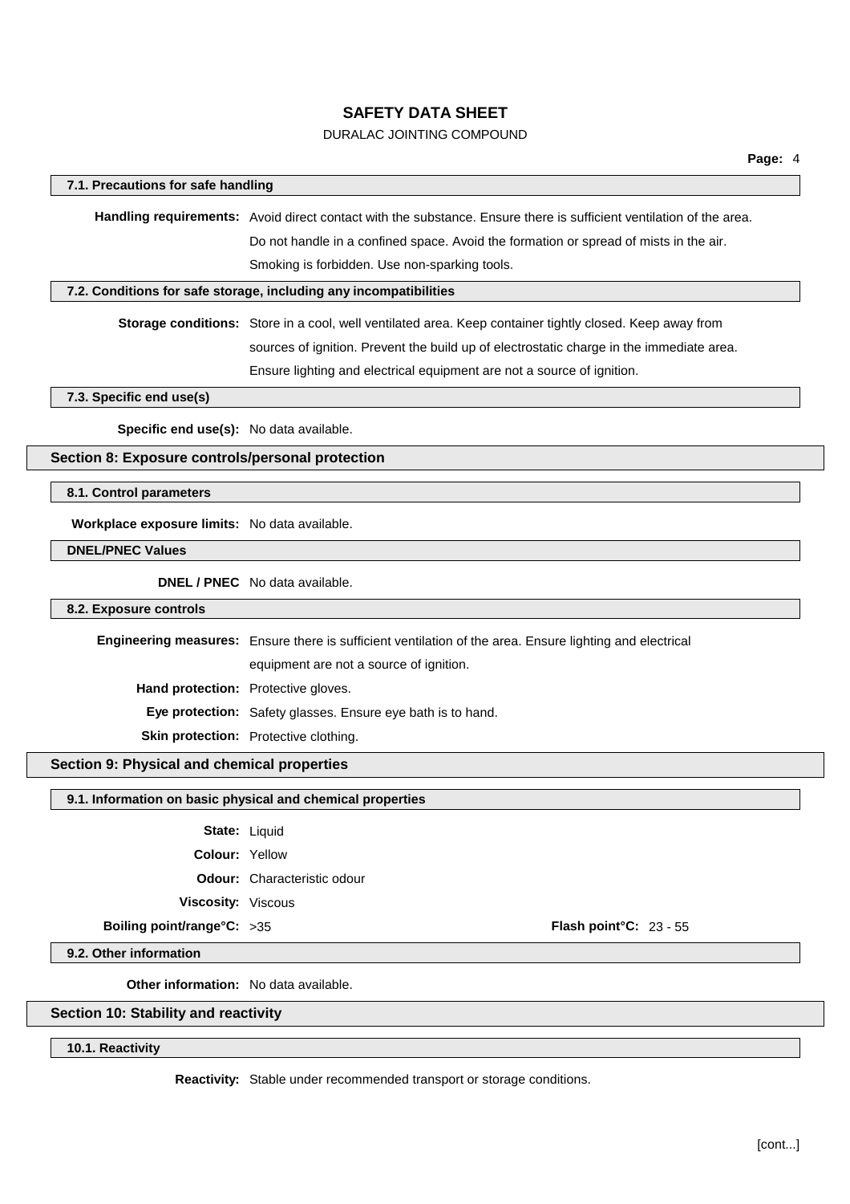### 7.1. Precautions for safe handling

**Handling requirements:** Avoid direct contact with the substance. Ensure there is sufficient ventilation of the area. Do not handle in a confined space. Avoid the formation or spread of mists in the air. Smoking is forbidden. Use non-sparking tools.

### 7.2. Conditions for safe storage, including any incompatibilities

**Storage conditions:** Store in a cool, well ventilated area. Keep container tightly closed. Keep away from sources of ignition. Prevent the build up of electrostatic charge in the immediate area. Ensure lighting and electrical equipment are not a source of ignition.

### 7.3. Specific end use(s)

**Specific end use(s):** No data available.

## Section 8: Exposure controls/personal protection

### 8.1. Control parameters

**Workplace exposure limits:** No data available.

### DNEL/PNEC Values

**DNEL / PNEC** No data available.

### 8.2. Exposure controls

**Engineering measures:** Ensure there is sufficient ventilation of the area. Ensure lighting and electrical equipment are not a source of ignition.

**Hand protection:** Protective gloves.

**Eye protection:** Safety glasses. Ensure eye bath is to hand.

**Skin protection:** Protective clothing.

## Section 9: Physical and chemical properties

### 9.1. Information on basic physical and chemical properties

**State:** Liquid

**Colour:** Yellow

**Odour:** Characteristic odour

**Viscosity:** Viscous

**Boiling point/range°C:** >35

**Flash point°C:** 23 - 55

### 9.2. Other information

**Other information:** No data available.

## Section 10: Stability and reactivity

### 10.1. Reactivity

**Reactivity:** Stable under recommended transport or storage conditions.

[cont...]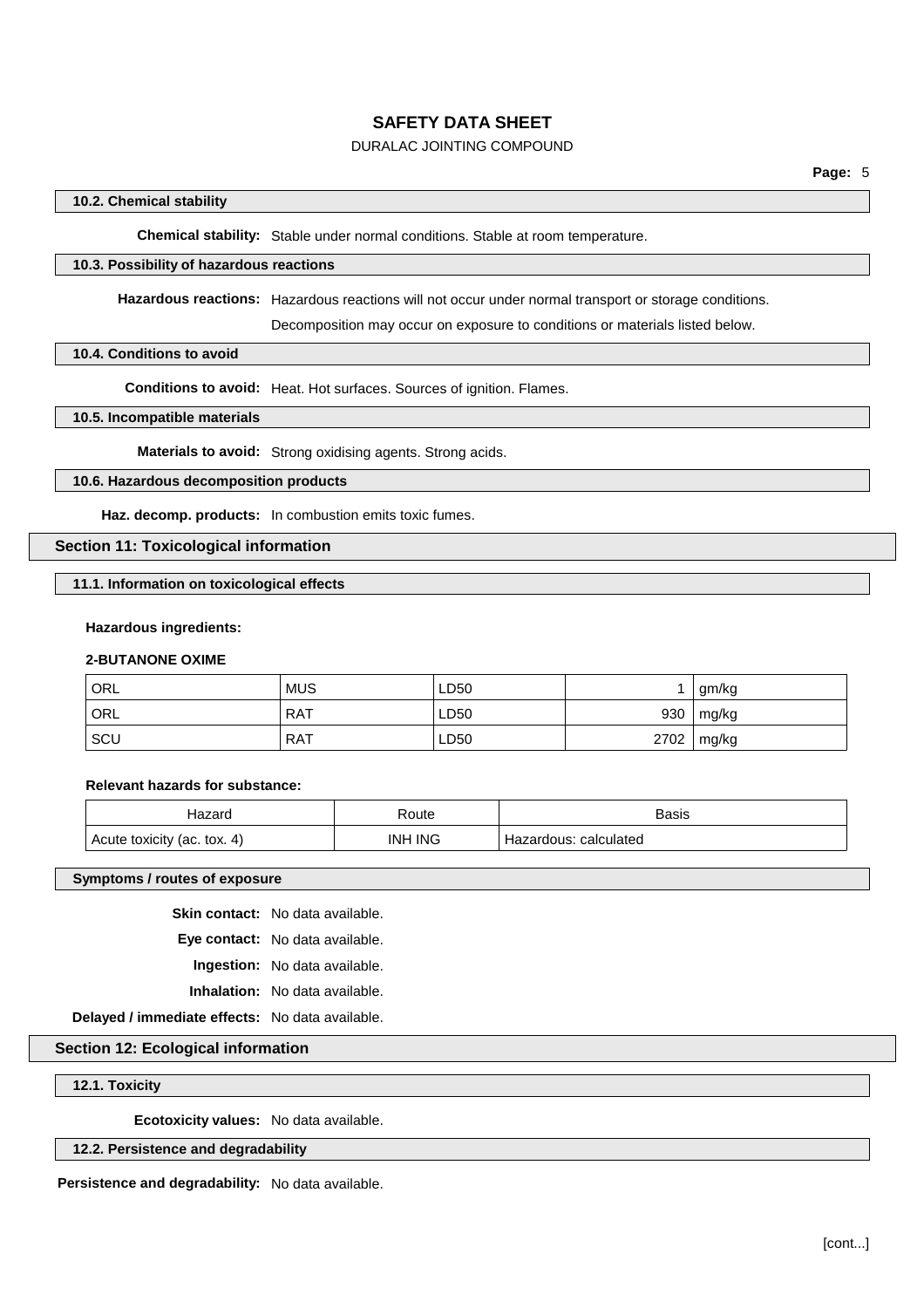### 10.2. Chemical stability

**Chemical stability:** Stable under normal conditions. Stable at room temperature.

### 10.3. Possibility of hazardous reactions

**Hazardous reactions:** Hazardous reactions will not occur under normal transport or storage conditions.

Decomposition may occur on exposure to conditions or materials listed below.

### 10.4. Conditions to avoid

**Conditions to avoid:** Heat. Hot surfaces. Sources of ignition. Flames.

### 10.5. Incompatible materials

**Materials to avoid:** Strong oxidising agents. Strong acids.

### 10.6. Hazardous decomposition products

**Haz. decomp. products:** In combustion emits toxic fumes.

## Section 11: Toxicological information

### 11.1. Information on toxicological effects

**Hazardous ingredients:**

**2-BUTANONE OXIME**

| | | | | |
|---|---|---|---|---|
| ORL | MUS | LD50 | 1 | gm/kg |
| ORL | RAT | LD50 | 930 | mg/kg |
| SCU | RAT | LD50 | 2702 | mg/kg |

**Relevant hazards for substance:**

| Hazard | Route | Basis |
|---|---|---|
| Acute toxicity (ac. tox. 4) | INH ING | Hazardous: calculated |

### Symptoms / routes of exposure

**Skin contact:** No data available.

**Eye contact:** No data available.

**Ingestion:** No data available.

**Inhalation:** No data available.

**Delayed / immediate effects:** No data available.

## Section 12: Ecological information

### 12.1. Toxicity

**Ecotoxicity values:** No data available.

### 12.2. Persistence and degradability

**Persistence and degradability:** No data available.

[cont...]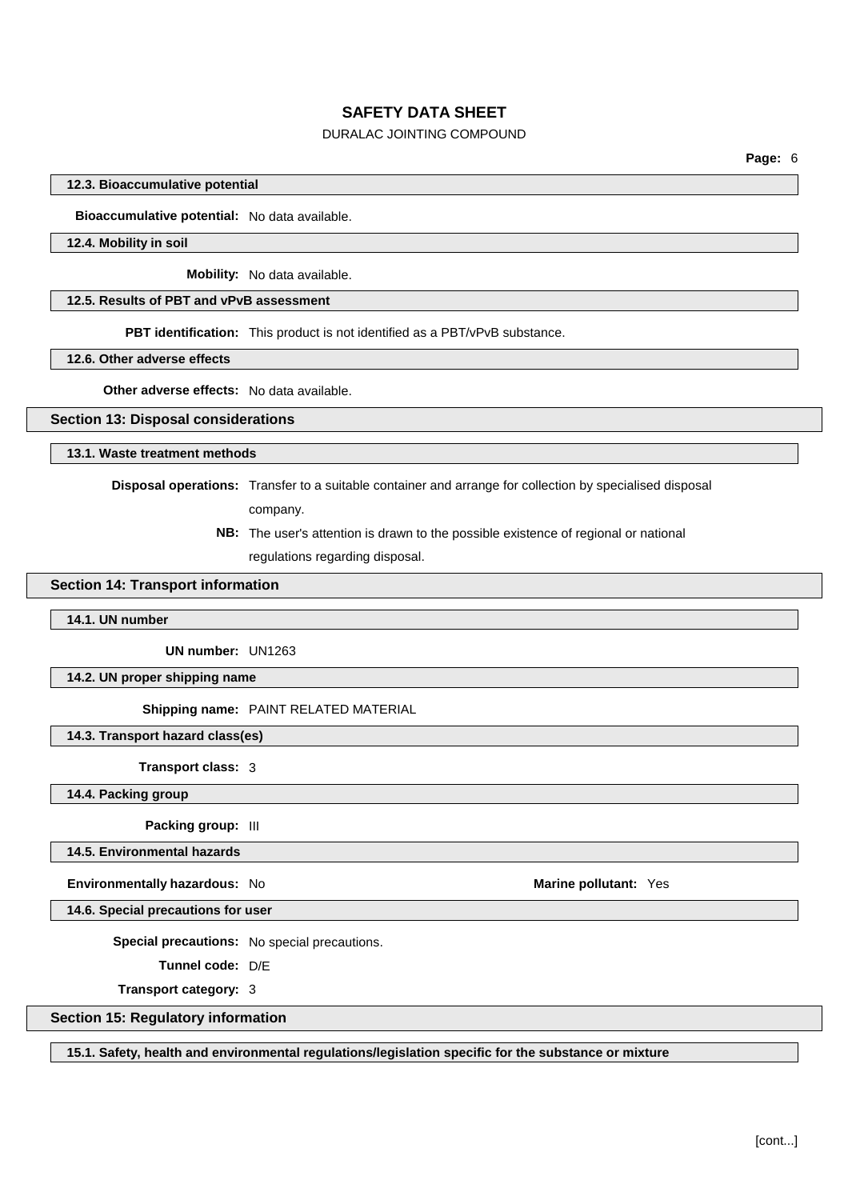#### 12.3. Bioaccumulative potential

**Bioaccumulative potential:** No data available.

#### 12.4. Mobility in soil

**Mobility:** No data available.

#### 12.5. Results of PBT and vPvB assessment

**PBT identification:** This product is not identified as a PBT/vPvB substance.

#### 12.6. Other adverse effects

**Other adverse effects:** No data available.

## Section 13: Disposal considerations

#### 13.1. Waste treatment methods

**Disposal operations:** Transfer to a suitable container and arrange for collection by specialised disposal company.

**NB:** The user's attention is drawn to the possible existence of regional or national regulations regarding disposal.

## Section 14: Transport information

#### 14.1. UN number

**UN number:** UN1263

#### 14.2. UN proper shipping name

**Shipping name:** PAINT RELATED MATERIAL

#### 14.3. Transport hazard class(es)

**Transport class:** 3

#### 14.4. Packing group

**Packing group:** III

#### 14.5. Environmental hazards

**Environmentally hazardous:** No

**Marine pollutant:** Yes

#### 14.6. Special precautions for user

**Special precautions:** No special precautions.

**Tunnel code:** D/E

**Transport category:** 3

## Section 15: Regulatory information

#### 15.1. Safety, health and environmental regulations/legislation specific for the substance or mixture

[cont...]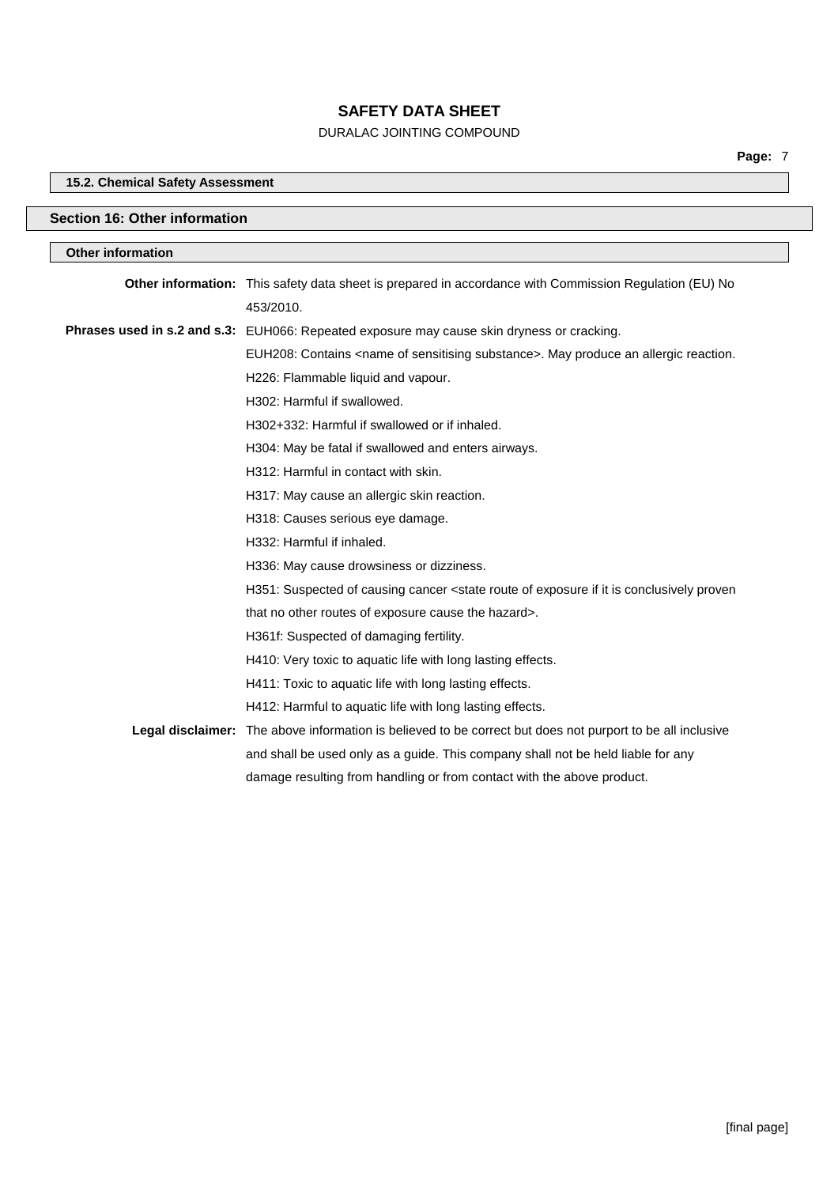### 15.2. Chemical Safety Assessment

## Section 16: Other information

### Other information

**Other information:** This safety data sheet is prepared in accordance with Commission Regulation (EU) No 453/2010.

**Phrases used in s.2 and s.3:** EUH066: Repeated exposure may cause skin dryness or cracking.

EUH208: Contains <name of sensitising substance>. May produce an allergic reaction.

H226: Flammable liquid and vapour.

H302: Harmful if swallowed.

H302+332: Harmful if swallowed or if inhaled.

H304: May be fatal if swallowed and enters airways.

H312: Harmful in contact with skin.

H317: May cause an allergic skin reaction.

H318: Causes serious eye damage.

H332: Harmful if inhaled.

H336: May cause drowsiness or dizziness.

H351: Suspected of causing cancer <state route of exposure if it is conclusively proven that no other routes of exposure cause the hazard>.

H361f: Suspected of damaging fertility.

H410: Very toxic to aquatic life with long lasting effects.

H411: Toxic to aquatic life with long lasting effects.

H412: Harmful to aquatic life with long lasting effects.

**Legal disclaimer:** The above information is believed to be correct but does not purport to be all inclusive and shall be used only as a guide. This company shall not be held liable for any damage resulting from handling or from contact with the above product.

[final page]